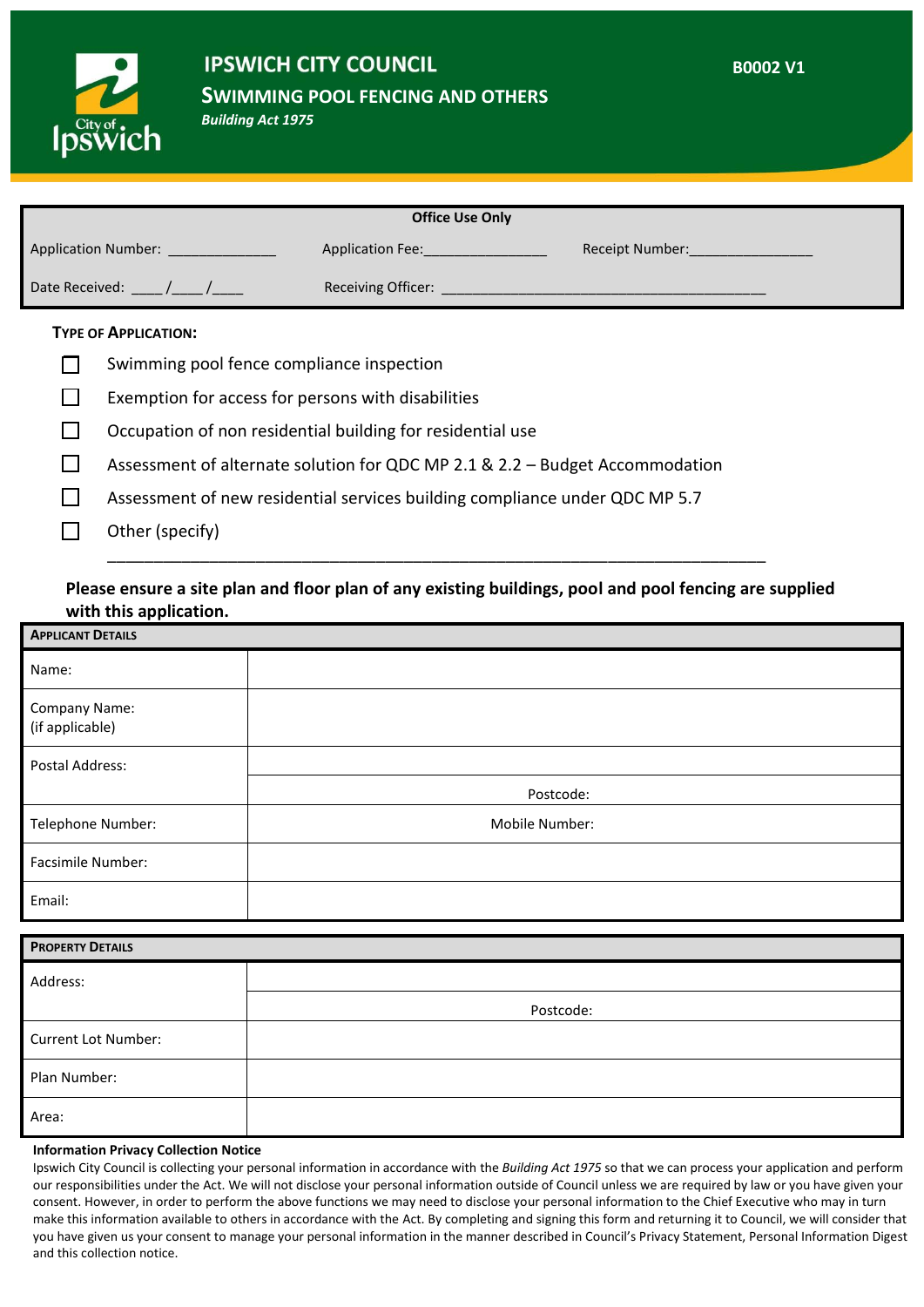# IPSWICH CITY COUNCIL

## SWIMMING POOL FENCING AND OTHERS

***Building Act 1975***

**B0002 V1**

| **Office Use Only** | | |
|---|---|---|
| Application Number: ______________ | Application Fee:________________ | Receipt Number:________________ |
| Date Received: ____/____/____ | Receiving Officer: ____________________________________________ | |

**TYPE OF APPLICATION:**

- ☐ Swimming pool fence compliance inspection
- ☐ Exemption for access for persons with disabilities
- ☐ Occupation of non residential building for residential use
- ☐ Assessment of alternate solution for QDC MP 2.1 & 2.2 – Budget Accommodation
- ☐ Assessment of new residential services building compliance under QDC MP 5.7
- ☐ Other (specify) ______________________________________________________________________________

**Please ensure a site plan and floor plan of any existing buildings, pool and pool fencing are supplied with this application.**

| **APPLICANT DETAILS** | |
|---|---|
| Name: | |
| Company Name: (if applicable) | |
| Postal Address: | |
| | Postcode: |
| Telephone Number: | Mobile Number: |
| Facsimile Number: | |
| Email: | |

| **PROPERTY DETAILS** | |
|---|---|
| Address: | |
| | Postcode: |
| Current Lot Number: | |
| Plan Number: | |
| Area: | |

**Information Privacy Collection Notice**

Ipswich City Council is collecting your personal information in accordance with the *Building Act 1975* so that we can process your application and perform our responsibilities under the Act. We will not disclose your personal information outside of Council unless we are required by law or you have given your consent. However, in order to perform the above functions we may need to disclose your personal information to the Chief Executive who may in turn make this information available to others in accordance with the Act. By completing and signing this form and returning it to Council, we will consider that you have given us your consent to manage your personal information in the manner described in Council's Privacy Statement, Personal Information Digest and this collection notice.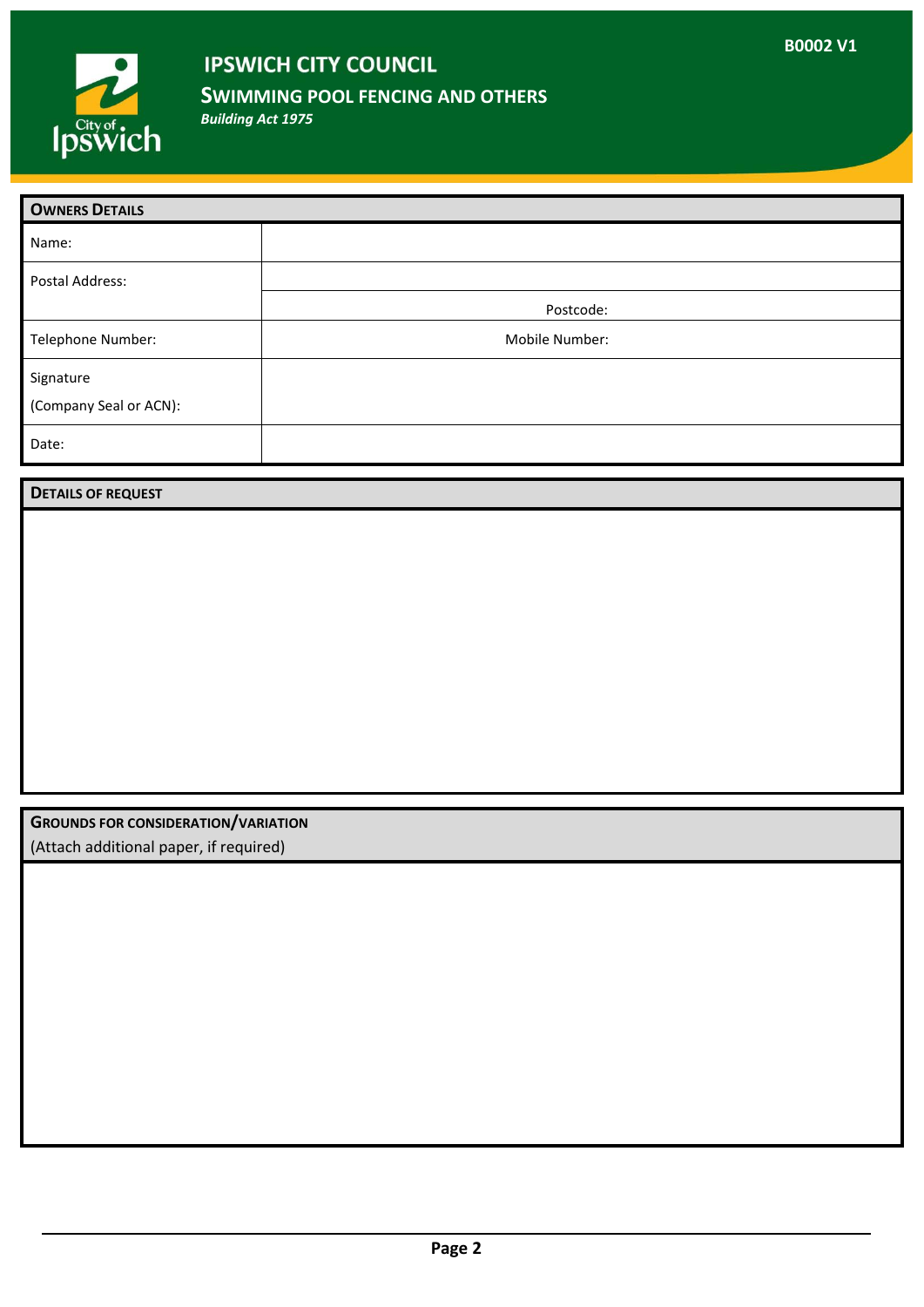**IPSWICH CITY COUNCIL**

**SWIMMING POOL FENCING AND OTHERS**

***Building Act 1975***

**B0002 V1**

| **OWNERS DETAILS** | |
|---|---|
| Name: | |
| Postal Address: | |
| | Postcode: |
| Telephone Number: | Mobile Number: |
| Signature (Company Seal or ACN): | |
| Date: | |

**DETAILS OF REQUEST**

**GROUNDS FOR CONSIDERATION/VARIATION**

(Attach additional paper, if required)